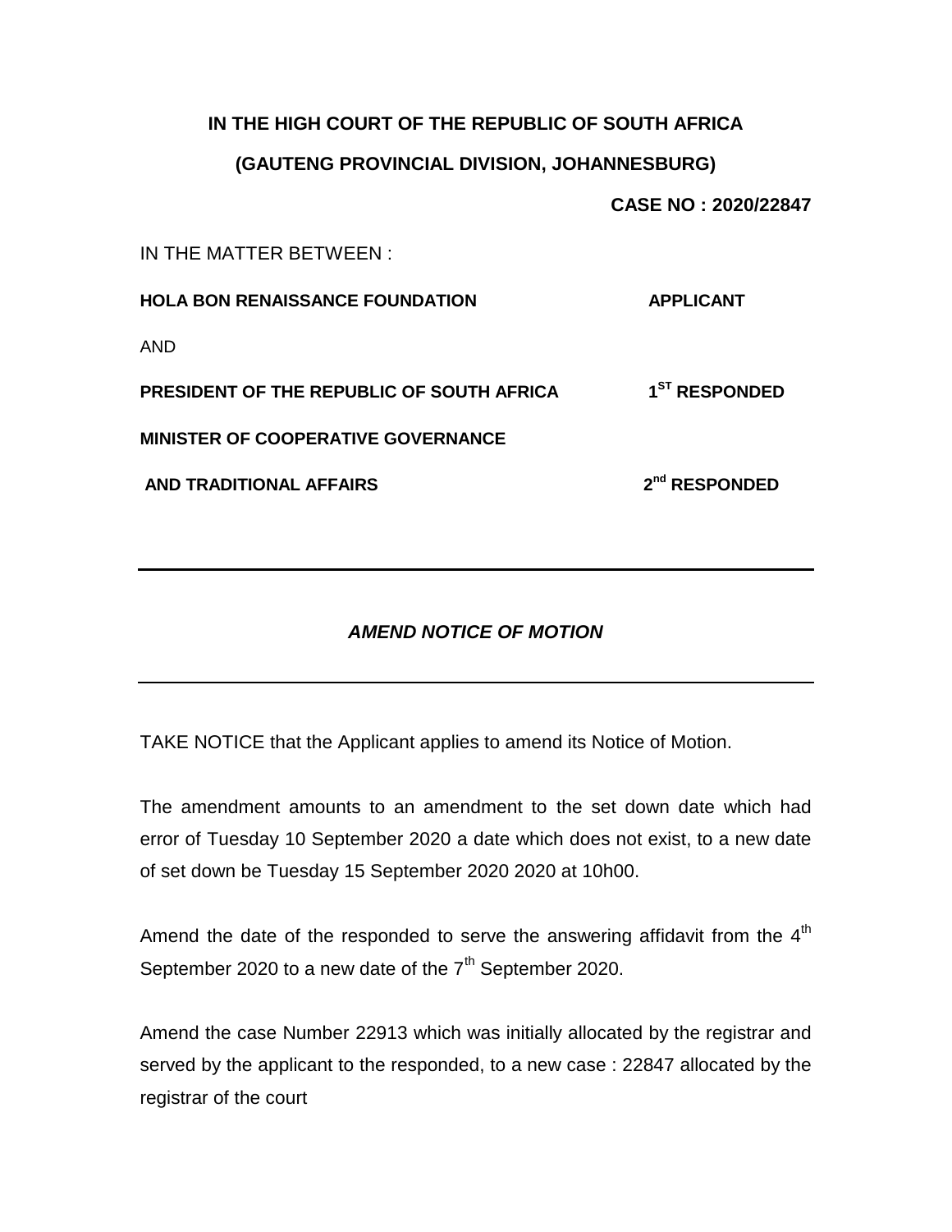**IN THE HIGH COURT OF THE REPUBLIC OF SOUTH AFRICA**

**(GAUTENG PROVINCIAL DIVISION, JOHANNESBURG)**

**CASE NO : 2020/22847**

IN THE MATTER BETWEEN :

**HOLA BON RENAISSANCE FOUNDATION** **APPLICANT**

AND

**PRESIDENT OF THE REPUBLIC OF SOUTH AFRICA** **1ST RESPONDED**

**MINISTER OF COOPERATIVE GOVERNANCE**

**AND TRADITIONAL AFFAIRS** **2nd RESPONDED**

---

***AMEND NOTICE OF MOTION***

---

TAKE NOTICE that the Applicant applies to amend its Notice of Motion.

The amendment amounts to an amendment to the set down date which had error of Tuesday 10 September 2020 a date which does not exist, to a new date of set down be Tuesday 15 September 2020 2020 at 10h00.

Amend the date of the responded to serve the answering affidavit from the 4th September 2020 to a new date of the 7th September 2020.

Amend the case Number 22913 which was initially allocated by the registrar and served by the applicant to the responded, to a new case : 22847 allocated by the registrar of the court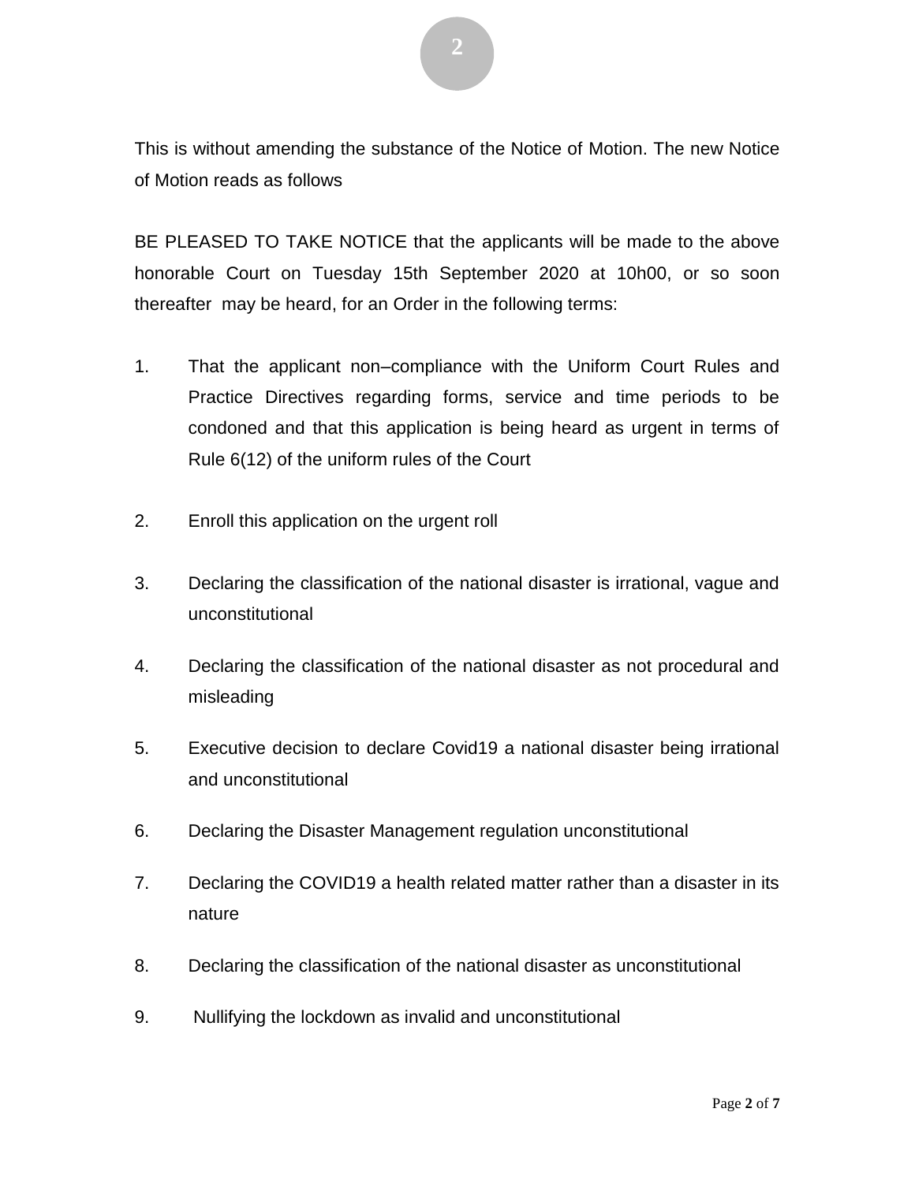This is without amending the substance of the Notice of Motion. The new Notice of Motion reads as follows

BE PLEASED TO TAKE NOTICE that the applicants will be made to the above honorable Court on Tuesday 15th September 2020 at 10h00, or so soon thereafter may be heard, for an Order in the following terms:

1. That the applicant non–compliance with the Uniform Court Rules and Practice Directives regarding forms, service and time periods to be condoned and that this application is being heard as urgent in terms of Rule 6(12) of the uniform rules of the Court

2. Enroll this application on the urgent roll

3. Declaring the classification of the national disaster is irrational, vague and unconstitutional

4. Declaring the classification of the national disaster as not procedural and misleading

5. Executive decision to declare Covid19 a national disaster being irrational and unconstitutional

6. Declaring the Disaster Management regulation unconstitutional

7. Declaring the COVID19 a health related matter rather than a disaster in its nature

8. Declaring the classification of the national disaster as unconstitutional

9. Nullifying the lockdown as invalid and unconstitutional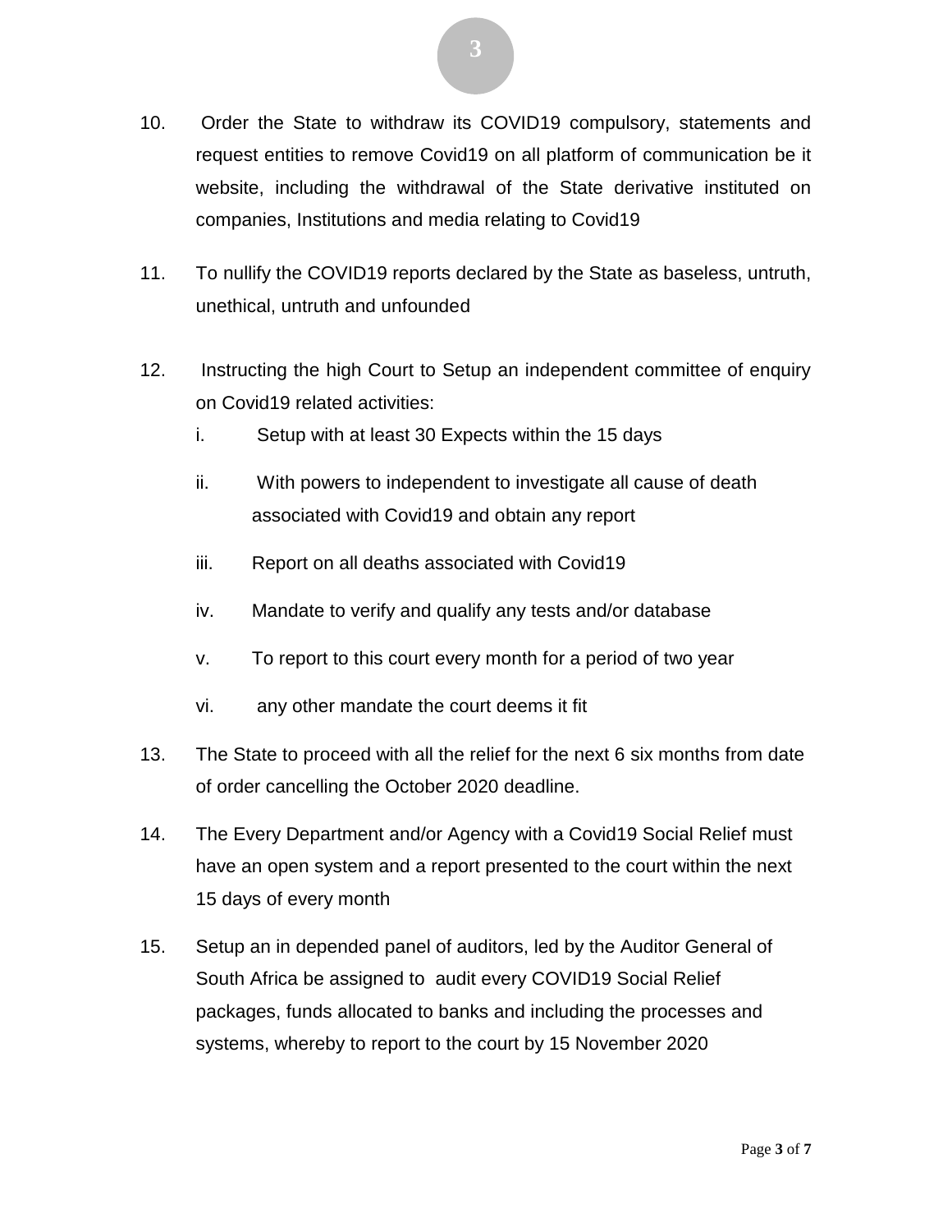10. Order the State to withdraw its COVID19 compulsory, statements and request entities to remove Covid19 on all platform of communication be it website, including the withdrawal of the State derivative instituted on companies, Institutions and media relating to Covid19

11. To nullify the COVID19 reports declared by the State as baseless, untruth, unethical, untruth and unfounded

12. Instructing the high Court to Setup an independent committee of enquiry on Covid19 related activities:

    i. Setup with at least 30 Expects within the 15 days

    ii. With powers to independent to investigate all cause of death associated with Covid19 and obtain any report

    iii. Report on all deaths associated with Covid19

    iv. Mandate to verify and qualify any tests and/or database

    v. To report to this court every month for a period of two year

    vi. any other mandate the court deems it fit

13. The State to proceed with all the relief for the next 6 six months from date of order cancelling the October 2020 deadline.

14. The Every Department and/or Agency with a Covid19 Social Relief must have an open system and a report presented to the court within the next 15 days of every month

15. Setup an in depended panel of auditors, led by the Auditor General of South Africa be assigned to audit every COVID19 Social Relief packages, funds allocated to banks and including the processes and systems, whereby to report to the court by 15 November 2020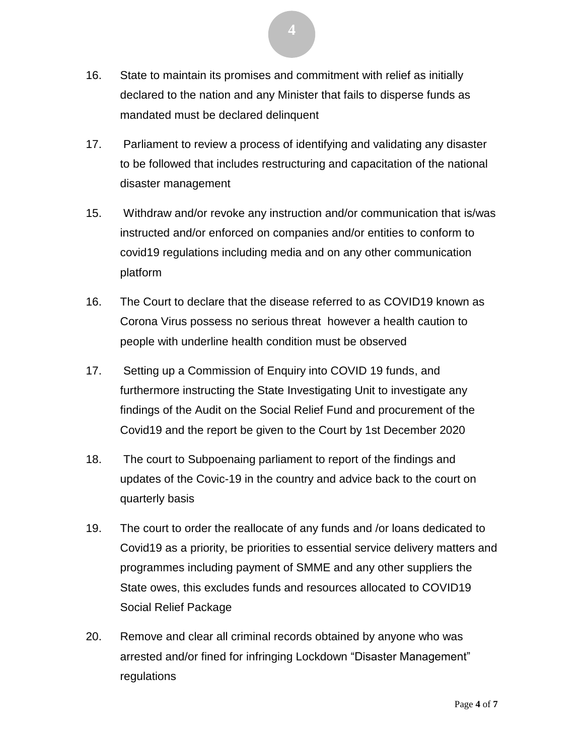16. State to maintain its promises and commitment with relief as initially declared to the nation and any Minister that fails to disperse funds as mandated must be declared delinquent

17. Parliament to review a process of identifying and validating any disaster to be followed that includes restructuring and capacitation of the national disaster management

15. Withdraw and/or revoke any instruction and/or communication that is/was instructed and/or enforced on companies and/or entities to conform to covid19 regulations including media and on any other communication platform

16. The Court to declare that the disease referred to as COVID19 known as Corona Virus possess no serious threat however a health caution to people with underline health condition must be observed

17. Setting up a Commission of Enquiry into COVID 19 funds, and furthermore instructing the State Investigating Unit to investigate any findings of the Audit on the Social Relief Fund and procurement of the Covid19 and the report be given to the Court by 1st December 2020

18. The court to Subpoenaing parliament to report of the findings and updates of the Covic-19 in the country and advice back to the court on quarterly basis

19. The court to order the reallocate of any funds and /or loans dedicated to Covid19 as a priority, be priorities to essential service delivery matters and programmes including payment of SMME and any other suppliers the State owes, this excludes funds and resources allocated to COVID19 Social Relief Package

20. Remove and clear all criminal records obtained by anyone who was arrested and/or fined for infringing Lockdown "Disaster Management" regulations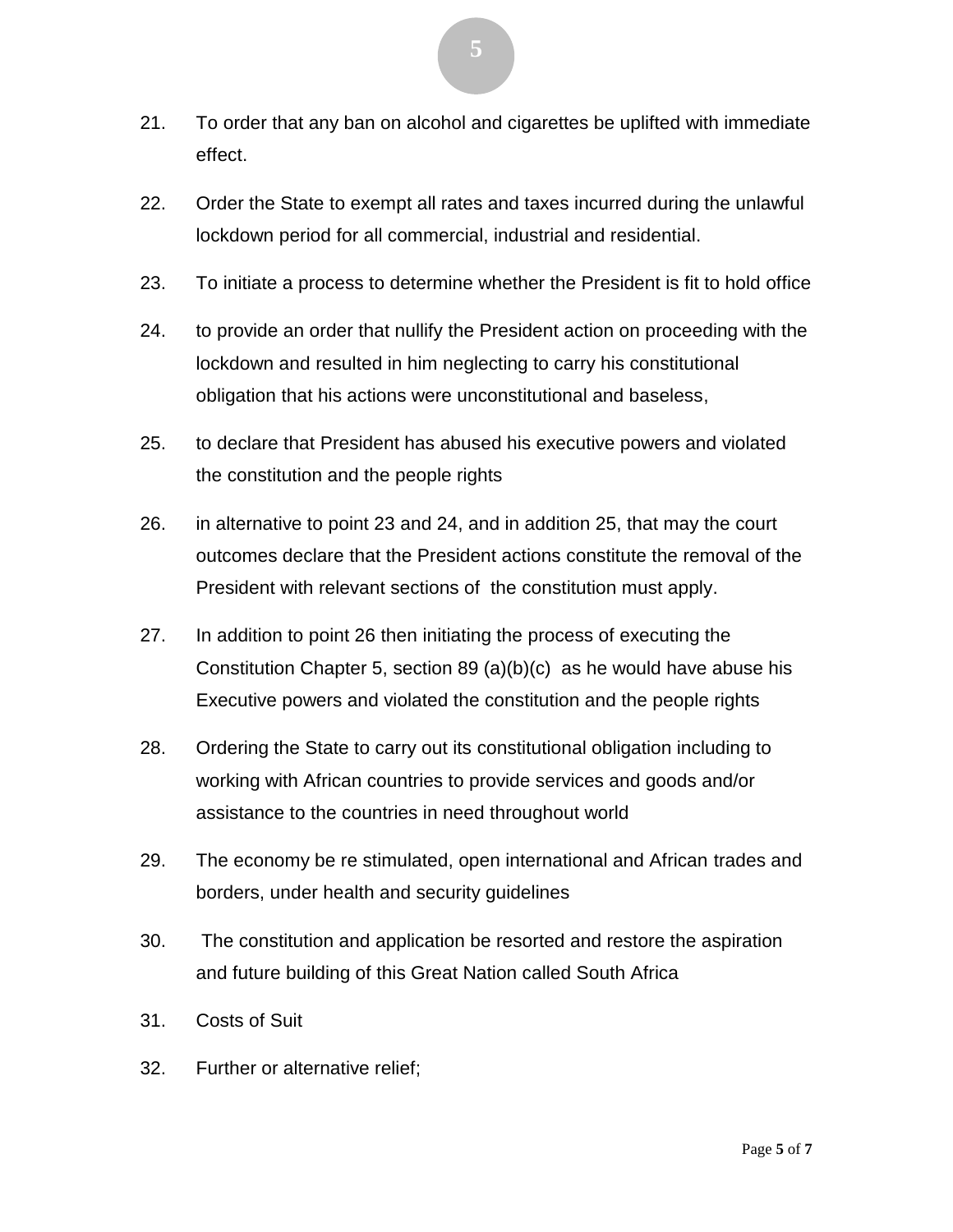21. To order that any ban on alcohol and cigarettes be uplifted with immediate effect.

22. Order the State to exempt all rates and taxes incurred during the unlawful lockdown period for all commercial, industrial and residential.

23. To initiate a process to determine whether the President is fit to hold office

24. to provide an order that nullify the President action on proceeding with the lockdown and resulted in him neglecting to carry his constitutional obligation that his actions were unconstitutional and baseless,

25. to declare that President has abused his executive powers and violated the constitution and the people rights

26. in alternative to point 23 and 24, and in addition 25, that may the court outcomes declare that the President actions constitute the removal of the President with relevant sections of the constitution must apply.

27. In addition to point 26 then initiating the process of executing the Constitution Chapter 5, section 89 (a)(b)(c) as he would have abuse his Executive powers and violated the constitution and the people rights

28. Ordering the State to carry out its constitutional obligation including to working with African countries to provide services and goods and/or assistance to the countries in need throughout world

29. The economy be re stimulated, open international and African trades and borders, under health and security guidelines

30. The constitution and application be resorted and restore the aspiration and future building of this Great Nation called South Africa

31. Costs of Suit

32. Further or alternative relief;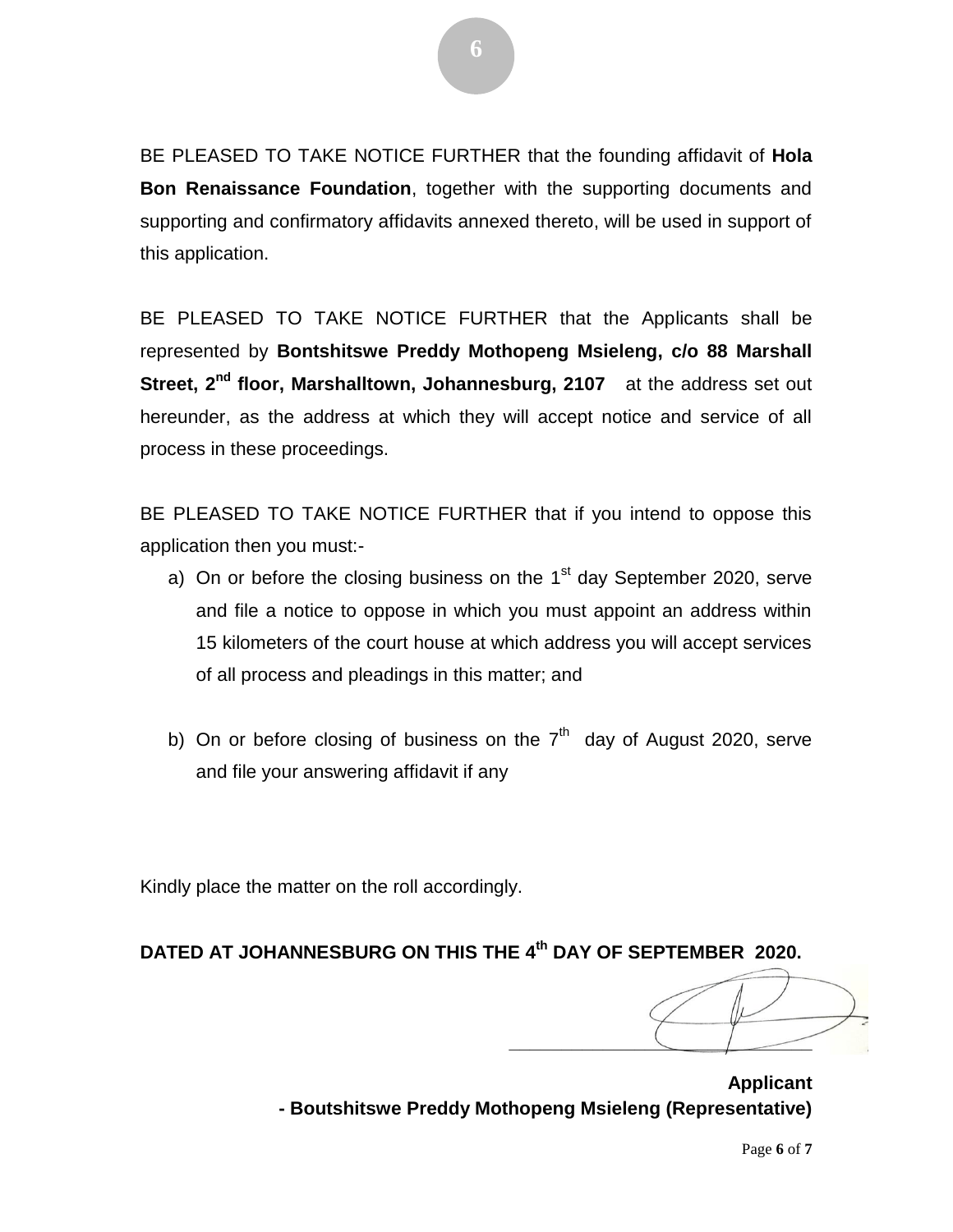BE PLEASED TO TAKE NOTICE FURTHER that the founding affidavit of **Hola Bon Renaissance Foundation**, together with the supporting documents and supporting and confirmatory affidavits annexed thereto, will be used in support of this application.

BE PLEASED TO TAKE NOTICE FURTHER that the Applicants shall be represented by **Bontshitswe Preddy Mothopeng Msieleng, c/o 88 Marshall Street, 2nd floor, Marshalltown, Johannesburg, 2107** at the address set out hereunder, as the address at which they will accept notice and service of all process in these proceedings.

BE PLEASED TO TAKE NOTICE FURTHER that if you intend to oppose this application then you must:-

a) On or before the closing business on the 1st day September 2020, serve and file a notice to oppose in which you must appoint an address within 15 kilometers of the court house at which address you will accept services of all process and pleadings in this matter; and

b) On or before closing of business on the 7th day of August 2020, serve and file your answering affidavit if any

Kindly place the matter on the roll accordingly.

**DATED AT JOHANNESBURG ON THIS THE 4th DAY OF SEPTEMBER 2020.**

\_\_\_\_\_\_\_\_\_\_\_\_\_\_\_\_\_\_\_\_\_\_\_\_\_\_\_\_\_\_

**Applicant**
**- Boutshitswe Preddy Mothopeng Msieleng (Representative)**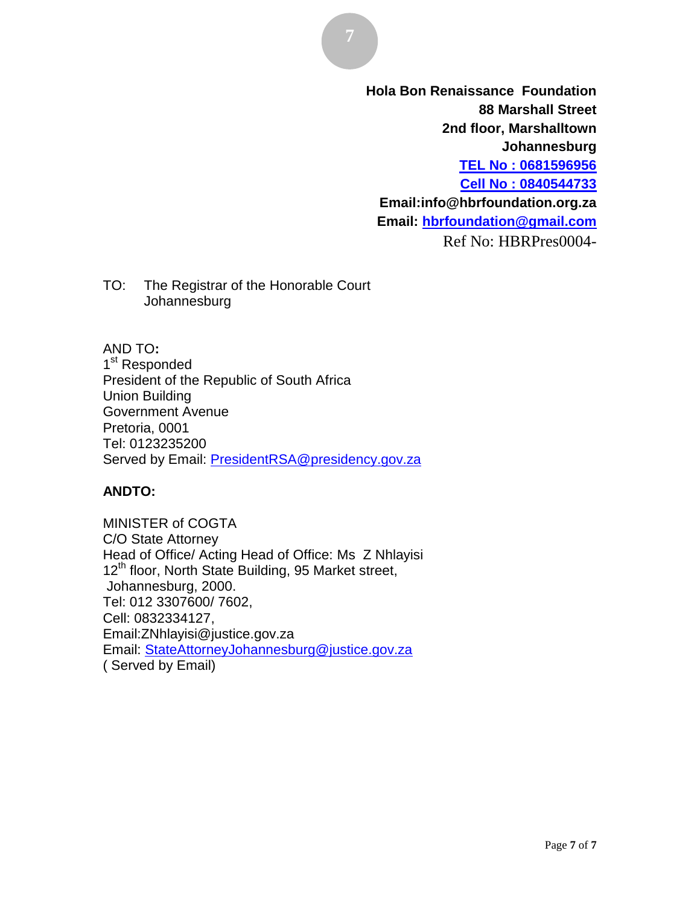**Hola Bon Renaissance Foundation**
**88 Marshall Street**
**2nd floor, Marshalltown**
**Johannesburg**
**TEL No : 0681596956**
**Cell No : 0840544733**
**Email:info@hbrfoundation.org.za**
**Email: hbrfoundation@gmail.com**
Ref No: HBRPres0004-

TO: The Registrar of the Honorable Court
Johannesburg

AND TO**:**
1st Responded
President of the Republic of South Africa
Union Building
Government Avenue
Pretoria, 0001
Tel: 0123235200
Served by Email: PresidentRSA@presidency.gov.za

**ANDTO:**

MINISTER of COGTA
C/O State Attorney
Head of Office/ Acting Head of Office: Ms Z Nhlayisi
12th floor, North State Building, 95 Market street,
Johannesburg, 2000.
Tel: 012 3307600/ 7602,
Cell: 0832334127,
Email:ZNhlayisi@justice.gov.za
Email: StateAttorneyJohannesburg@justice.gov.za
( Served by Email)